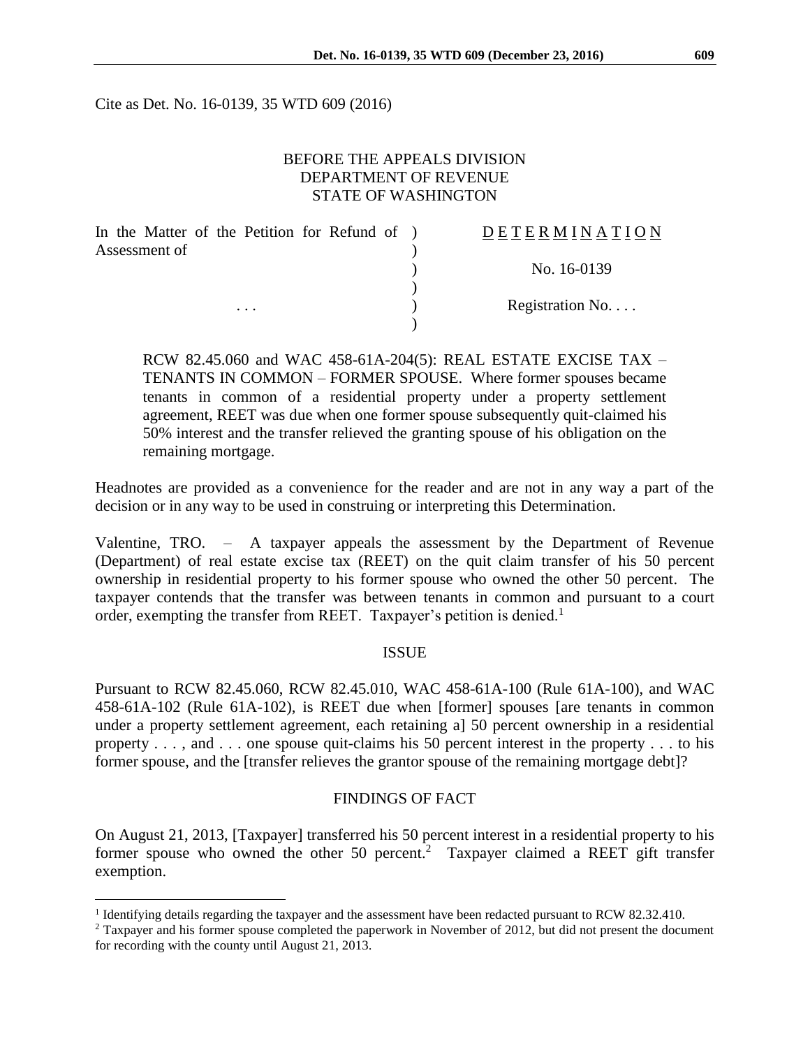Cite as Det. No. 16-0139, 35 WTD 609 (2016)

BEFORE THE APPEALS DIVISION
DEPARTMENT OF REVENUE
STATE OF WASHINGTON

| In the Matter of the Petition for Refund of Assessment of | ) | D E T E R M I N A T I O N |
|---|---|---|
| | ) | No. 16-0139 |
| . . . | ) | Registration No. . . . |

RCW 82.45.060 and WAC 458-61A-204(5): REAL ESTATE EXCISE TAX – TENANTS IN COMMON – FORMER SPOUSE. Where former spouses became tenants in common of a residential property under a property settlement agreement, REET was due when one former spouse subsequently quit-claimed his 50% interest and the transfer relieved the granting spouse of his obligation on the remaining mortgage.

Headnotes are provided as a convenience for the reader and are not in any way a part of the decision or in any way to be used in construing or interpreting this Determination.

Valentine, TRO. – A taxpayer appeals the assessment by the Department of Revenue (Department) of real estate excise tax (REET) on the quit claim transfer of his 50 percent ownership in residential property to his former spouse who owned the other 50 percent. The taxpayer contends that the transfer was between tenants in common and pursuant to a court order, exempting the transfer from REET. Taxpayer's petition is denied.[1]

## ISSUE

Pursuant to RCW 82.45.060, RCW 82.45.010, WAC 458-61A-100 (Rule 61A-100), and WAC 458-61A-102 (Rule 61A-102), is REET due when [former] spouses [are tenants in common under a property settlement agreement, each retaining a] 50 percent ownership in a residential property . . . , and . . . one spouse quit-claims his 50 percent interest in the property . . . to his former spouse, and the [transfer relieves the grantor spouse of the remaining mortgage debt]?

## FINDINGS OF FACT

On August 21, 2013, [Taxpayer] transferred his 50 percent interest in a residential property to his former spouse who owned the other 50 percent.[2] Taxpayer claimed a REET gift transfer exemption.

---

[1] Identifying details regarding the taxpayer and the assessment have been redacted pursuant to RCW 82.32.410.

[2] Taxpayer and his former spouse completed the paperwork in November of 2012, but did not present the document for recording with the county until August 21, 2013.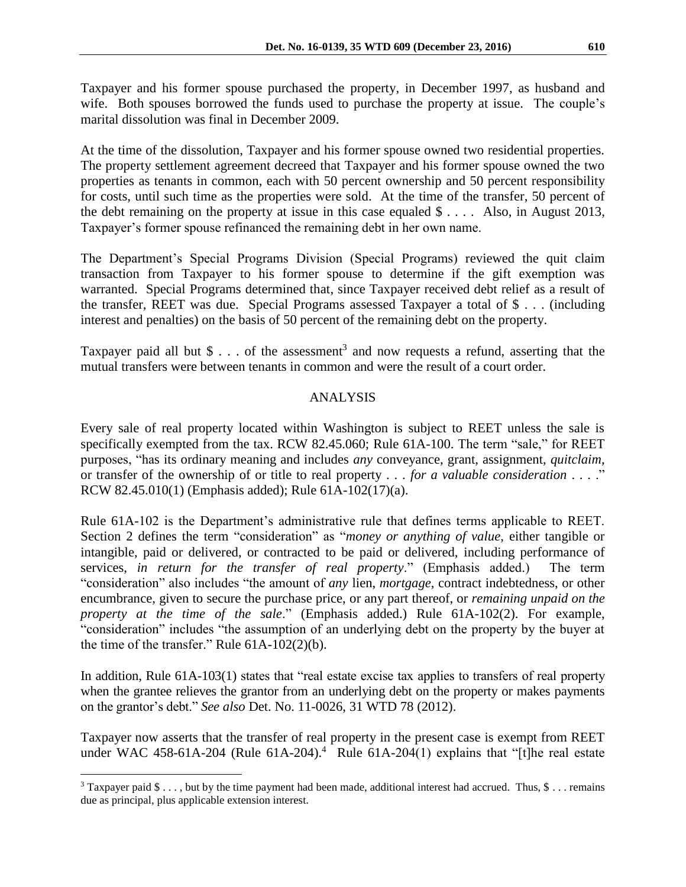Taxpayer and his former spouse purchased the property, in December 1997, as husband and wife. Both spouses borrowed the funds used to purchase the property at issue. The couple's marital dissolution was final in December 2009.

At the time of the dissolution, Taxpayer and his former spouse owned two residential properties. The property settlement agreement decreed that Taxpayer and his former spouse owned the two properties as tenants in common, each with 50 percent ownership and 50 percent responsibility for costs, until such time as the properties were sold. At the time of the transfer, 50 percent of the debt remaining on the property at issue in this case equaled $ . . . . Also, in August 2013, Taxpayer's former spouse refinanced the remaining debt in her own name.

The Department's Special Programs Division (Special Programs) reviewed the quit claim transaction from Taxpayer to his former spouse to determine if the gift exemption was warranted. Special Programs determined that, since Taxpayer received debt relief as a result of the transfer, REET was due. Special Programs assessed Taxpayer a total of $ . . . (including interest and penalties) on the basis of 50 percent of the remaining debt on the property.

Taxpayer paid all but $ . . . of the assessment[3] and now requests a refund, asserting that the mutual transfers were between tenants in common and were the result of a court order.

## ANALYSIS

Every sale of real property located within Washington is subject to REET unless the sale is specifically exempted from the tax. RCW 82.45.060; Rule 61A-100. The term "sale," for REET purposes, "has its ordinary meaning and includes *any* conveyance, grant, assignment, *quitclaim*, or transfer of the ownership of or title to real property . . . *for a valuable consideration* . . . ." RCW 82.45.010(1) (Emphasis added); Rule 61A-102(17)(a).

Rule 61A-102 is the Department's administrative rule that defines terms applicable to REET. Section 2 defines the term "consideration" as "*money or anything of value*, either tangible or intangible, paid or delivered, or contracted to be paid or delivered, including performance of services, *in return for the transfer of real property*." (Emphasis added.) The term "consideration" also includes "the amount of *any* lien, *mortgage*, contract indebtedness, or other encumbrance, given to secure the purchase price, or any part thereof, or *remaining unpaid on the property at the time of the sale*." (Emphasis added.) Rule 61A-102(2). For example, "consideration" includes "the assumption of an underlying debt on the property by the buyer at the time of the transfer." Rule 61A-102(2)(b).

In addition, Rule 61A-103(1) states that "real estate excise tax applies to transfers of real property when the grantee relieves the grantor from an underlying debt on the property or makes payments on the grantor's debt." *See also* Det. No. 11-0026, 31 WTD 78 (2012).

Taxpayer now asserts that the transfer of real property in the present case is exempt from REET under WAC 458-61A-204 (Rule 61A-204).[4] Rule 61A-204(1) explains that "[t]he real estate

[3] Taxpayer paid $ . . . , but by the time payment had been made, additional interest had accrued. Thus, $ . . . remains due as principal, plus applicable extension interest.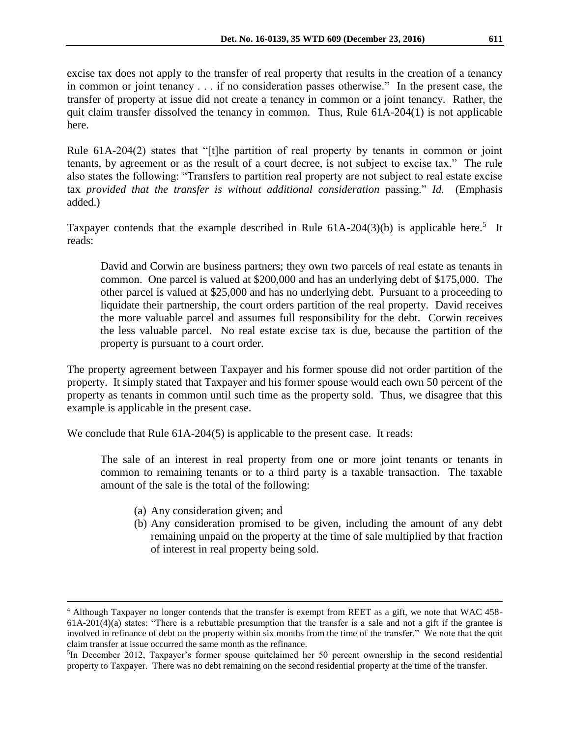excise tax does not apply to the transfer of real property that results in the creation of a tenancy in common or joint tenancy . . . if no consideration passes otherwise." In the present case, the transfer of property at issue did not create a tenancy in common or a joint tenancy. Rather, the quit claim transfer dissolved the tenancy in common. Thus, Rule 61A-204(1) is not applicable here.

Rule 61A-204(2) states that "[t]he partition of real property by tenants in common or joint tenants, by agreement or as the result of a court decree, is not subject to excise tax." The rule also states the following: "Transfers to partition real property are not subject to real estate excise tax *provided that the transfer is without additional consideration* passing." *Id.* (Emphasis added.)

Taxpayer contends that the example described in Rule 61A-204(3)(b) is applicable here.[5] It reads:

> David and Corwin are business partners; they own two parcels of real estate as tenants in common. One parcel is valued at $200,000 and has an underlying debt of $175,000. The other parcel is valued at $25,000 and has no underlying debt. Pursuant to a proceeding to liquidate their partnership, the court orders partition of the real property. David receives the more valuable parcel and assumes full responsibility for the debt. Corwin receives the less valuable parcel. No real estate excise tax is due, because the partition of the property is pursuant to a court order.

The property agreement between Taxpayer and his former spouse did not order partition of the property. It simply stated that Taxpayer and his former spouse would each own 50 percent of the property as tenants in common until such time as the property sold. Thus, we disagree that this example is applicable in the present case.

We conclude that Rule 61A-204(5) is applicable to the present case. It reads:

> The sale of an interest in real property from one or more joint tenants or tenants in common to remaining tenants or to a third party is a taxable transaction. The taxable amount of the sale is the total of the following:
>
> (a) Any consideration given; and
> (b) Any consideration promised to be given, including the amount of any debt remaining unpaid on the property at the time of sale multiplied by that fraction of interest in real property being sold.

---

[4] Although Taxpayer no longer contends that the transfer is exempt from REET as a gift, we note that WAC 458-61A-201(4)(a) states: "There is a rebuttable presumption that the transfer is a sale and not a gift if the grantee is involved in refinance of debt on the property within six months from the time of the transfer." We note that the quit claim transfer at issue occurred the same month as the refinance.

[5] In December 2012, Taxpayer's former spouse quitclaimed her 50 percent ownership in the second residential property to Taxpayer. There was no debt remaining on the second residential property at the time of the transfer.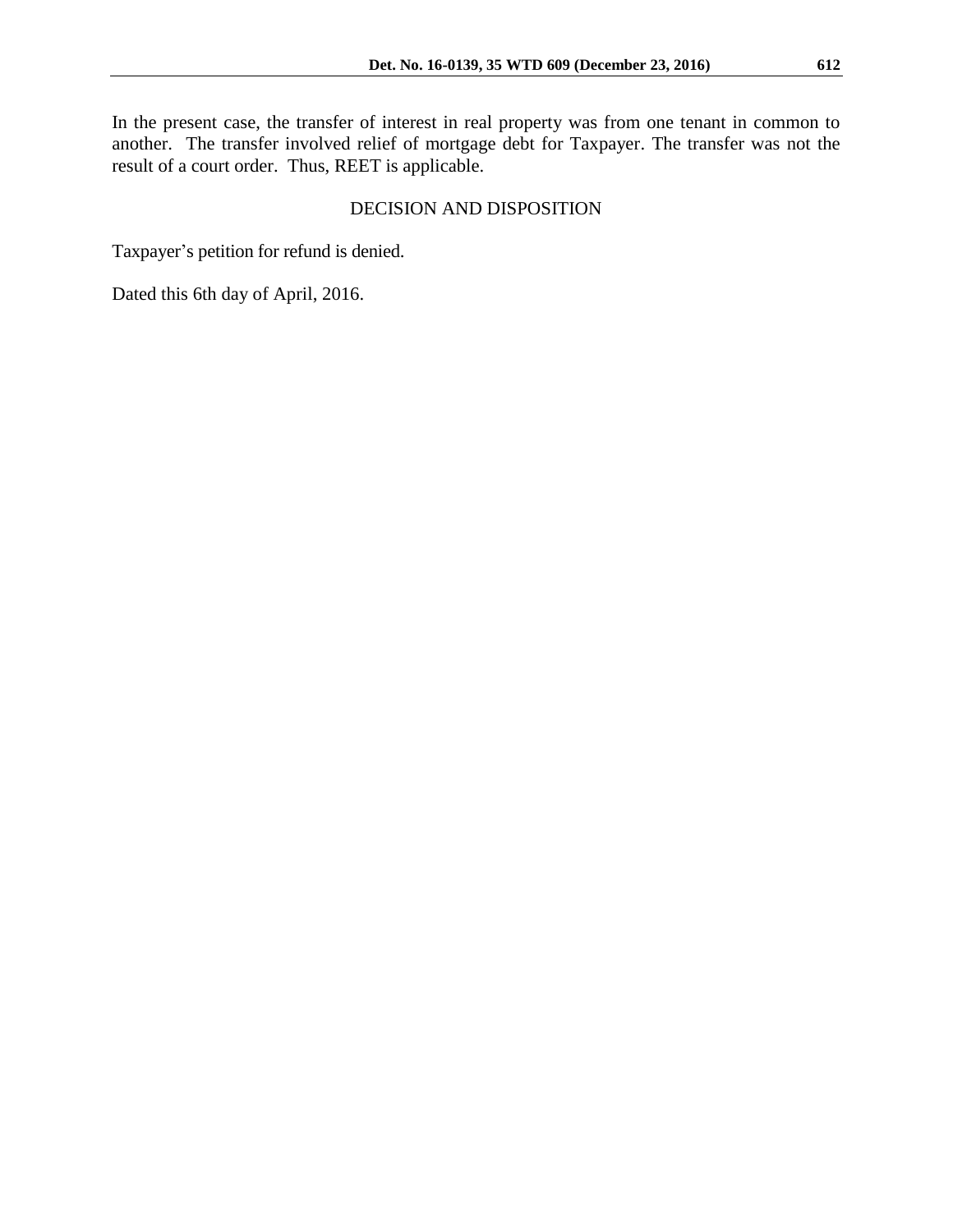In the present case, the transfer of interest in real property was from one tenant in common to another. The transfer involved relief of mortgage debt for Taxpayer. The transfer was not the result of a court order. Thus, REET is applicable.

## DECISION AND DISPOSITION

Taxpayer's petition for refund is denied.

Dated this 6th day of April, 2016.